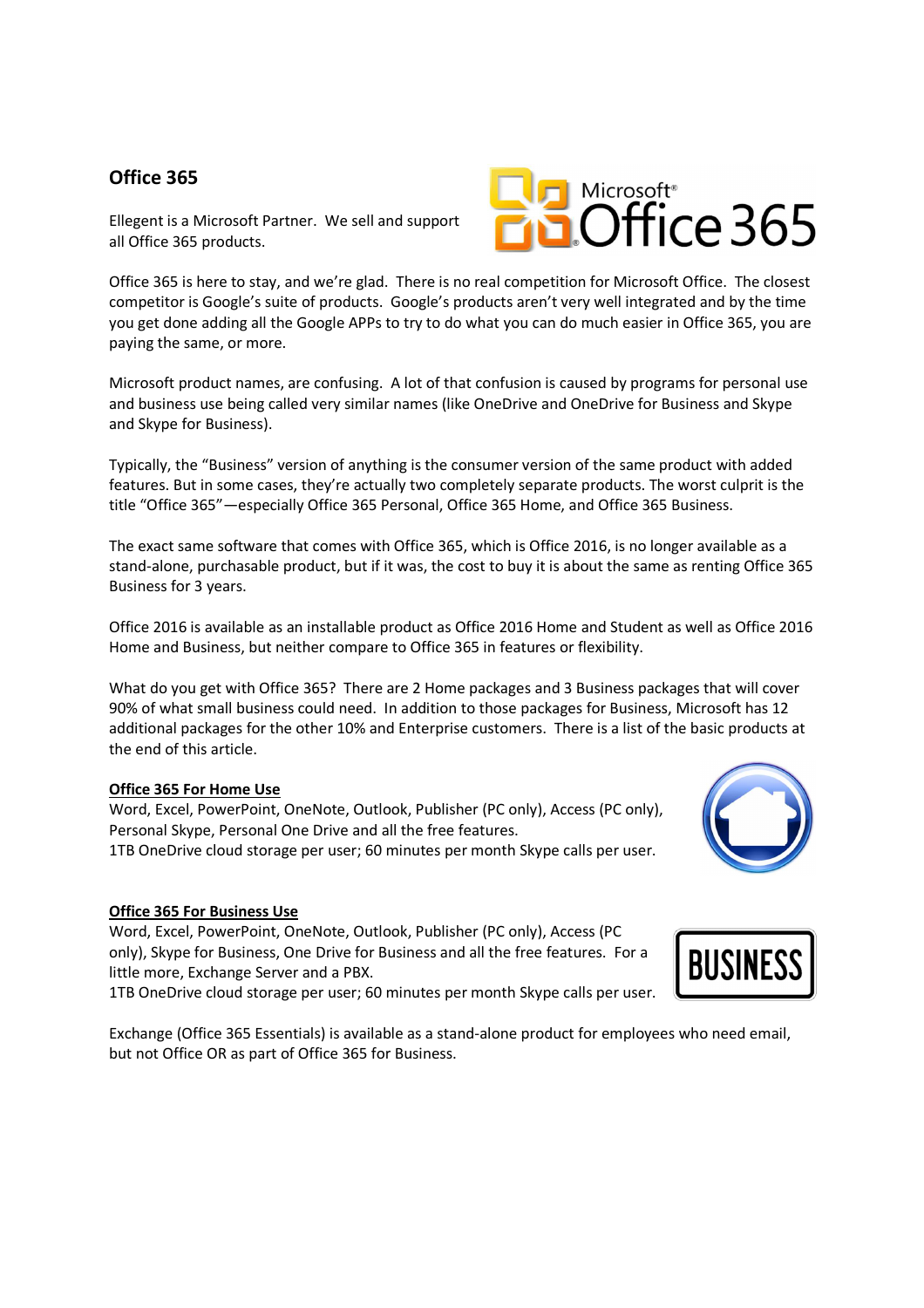## Office 365

Ellegent is a Microsoft Partner. We sell and support all Office 365 products.

Office 365 is here to stay, and we're glad. There is no real competition for Microsoft Office. The closest competitor is Google's suite of products. Google's products aren't very well integrated and by the time you get done adding all the Google APPs to try to do what you can do much easier in Office 365, you are paying the same, or more.

Microsoft product names, are confusing. A lot of that confusion is caused by programs for personal use and business use being called very similar names (like OneDrive and OneDrive for Business and Skype and Skype for Business).

Typically, the "Business" version of anything is the consumer version of the same product with added features. But in some cases, they're actually two completely separate products. The worst culprit is the title "Office 365"—especially Office 365 Personal, Office 365 Home, and Office 365 Business.

The exact same software that comes with Office 365, which is Office 2016, is no longer available as a stand-alone, purchasable product, but if it was, the cost to buy it is about the same as renting Office 365 Business for 3 years.

Office 2016 is available as an installable product as Office 2016 Home and Student as well as Office 2016 Home and Business, but neither compare to Office 365 in features or flexibility.

What do you get with Office 365? There are 2 Home packages and 3 Business packages that will cover 90% of what small business could need. In addition to those packages for Business, Microsoft has 12 additional packages for the other 10% and Enterprise customers. There is a list of the basic products at the end of this article.

**Office 365 For Home Use**

Word, Excel, PowerPoint, OneNote, Outlook, Publisher (PC only), Access (PC only), Personal Skype, Personal One Drive and all the free features.
1TB OneDrive cloud storage per user; 60 minutes per month Skype calls per user.

**Office 365 For Business Use**

Word, Excel, PowerPoint, OneNote, Outlook, Publisher (PC only), Access (PC only), Skype for Business, One Drive for Business and all the free features. For a little more, Exchange Server and a PBX.
1TB OneDrive cloud storage per user; 60 minutes per month Skype calls per user.

Exchange (Office 365 Essentials) is available as a stand-alone product for employees who need email, but not Office OR as part of Office 365 for Business.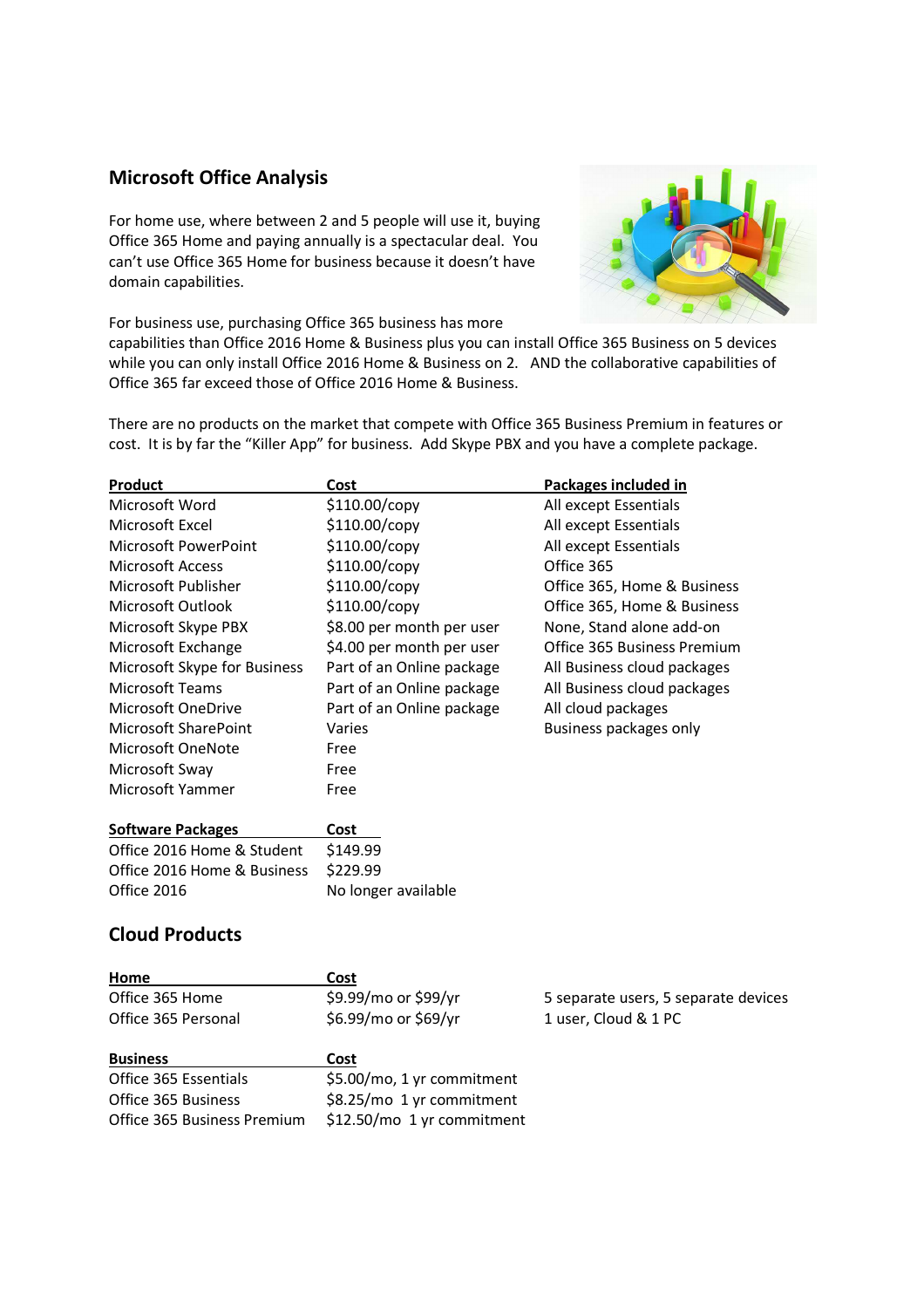## Microsoft Office Analysis

For home use, where between 2 and 5 people will use it, buying Office 365 Home and paying annually is a spectacular deal. You can't use Office 365 Home for business because it doesn't have domain capabilities.

For business use, purchasing Office 365 business has more capabilities than Office 2016 Home & Business plus you can install Office 365 Business on 5 devices while you can only install Office 2016 Home & Business on 2. AND the collaborative capabilities of Office 365 far exceed those of Office 2016 Home & Business.

There are no products on the market that compete with Office 365 Business Premium in features or cost. It is by far the "Killer App" for business. Add Skype PBX and you have a complete package.

| Product | Cost | Packages included in |
|---|---|---|
| Microsoft Word | $110.00/copy | All except Essentials |
| Microsoft Excel | $110.00/copy | All except Essentials |
| Microsoft PowerPoint | $110.00/copy | All except Essentials |
| Microsoft Access | $110.00/copy | Office 365 |
| Microsoft Publisher | $110.00/copy | Office 365, Home & Business |
| Microsoft Outlook | $110.00/copy | Office 365, Home & Business |
| Microsoft Skype PBX | $8.00 per month per user | None, Stand alone add-on |
| Microsoft Exchange | $4.00 per month per user | Office 365 Business Premium |
| Microsoft Skype for Business | Part of an Online package | All Business cloud packages |
| Microsoft Teams | Part of an Online package | All Business cloud packages |
| Microsoft OneDrive | Part of an Online package | All cloud packages |
| Microsoft SharePoint | Varies | Business packages only |
| Microsoft OneNote | Free | |
| Microsoft Sway | Free | |
| Microsoft Yammer | Free | |

| Software Packages | Cost |
|---|---|
| Office 2016 Home & Student | $149.99 |
| Office 2016 Home & Business | $229.99 |
| Office 2016 | No longer available |

## Cloud Products

| Home | Cost | |
|---|---|---|
| Office 365 Home | $9.99/mo or $99/yr | 5 separate users, 5 separate devices |
| Office 365 Personal | $6.99/mo or $69/yr | 1 user, Cloud & 1 PC |

| Business | Cost |
|---|---|
| Office 365 Essentials | $5.00/mo, 1 yr commitment |
| Office 365 Business | $8.25/mo 1 yr commitment |
| Office 365 Business Premium | $12.50/mo 1 yr commitment |